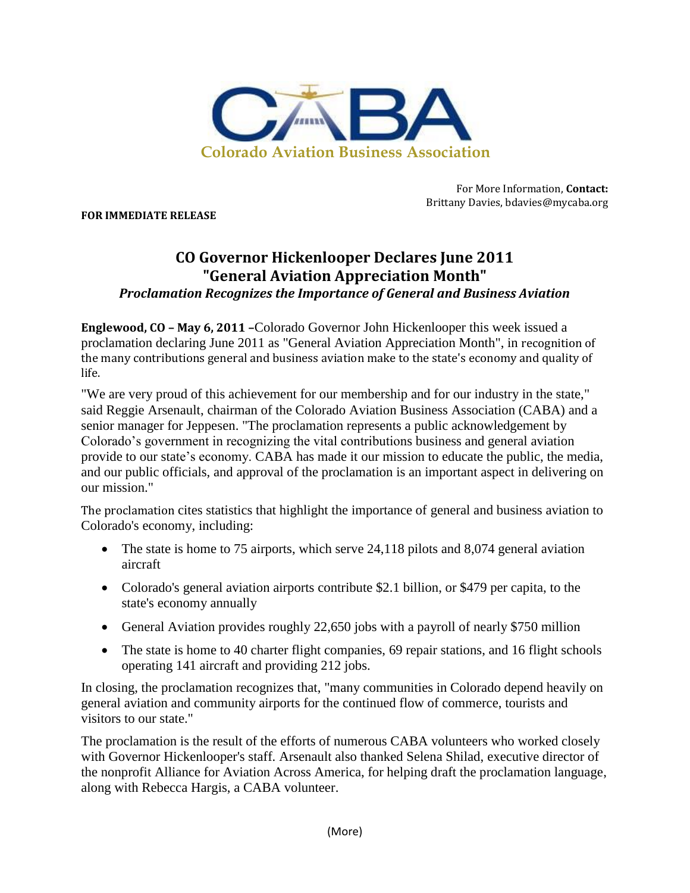CABA

Colorado Aviation Business Association

For More Information, **Contact:**
Brittany Davies, bdavies@mycaba.org

**FOR IMMEDIATE RELEASE**

# CO Governor Hickenlooper Declares June 2011 "General Aviation Appreciation Month"

***Proclamation Recognizes the Importance of General and Business Aviation***

**Englewood, CO – May 6, 2011 –**Colorado Governor John Hickenlooper this week issued a proclamation declaring June 2011 as "General Aviation Appreciation Month", in recognition of the many contributions general and business aviation make to the state's economy and quality of life.

"We are very proud of this achievement for our membership and for our industry in the state," said Reggie Arsenault, chairman of the Colorado Aviation Business Association (CABA) and a senior manager for Jeppesen. "The proclamation represents a public acknowledgement by Colorado's government in recognizing the vital contributions business and general aviation provide to our state's economy. CABA has made it our mission to educate the public, the media, and our public officials, and approval of the proclamation is an important aspect in delivering on our mission."

The proclamation cites statistics that highlight the importance of general and business aviation to Colorado's economy, including:

- The state is home to 75 airports, which serve 24,118 pilots and 8,074 general aviation aircraft
- Colorado's general aviation airports contribute $2.1 billion, or $479 per capita, to the state's economy annually
- General Aviation provides roughly 22,650 jobs with a payroll of nearly $750 million
- The state is home to 40 charter flight companies, 69 repair stations, and 16 flight schools operating 141 aircraft and providing 212 jobs.

In closing, the proclamation recognizes that, "many communities in Colorado depend heavily on general aviation and community airports for the continued flow of commerce, tourists and visitors to our state."

The proclamation is the result of the efforts of numerous CABA volunteers who worked closely with Governor Hickenlooper's staff. Arsenault also thanked Selena Shilad, executive director of the nonprofit Alliance for Aviation Across America, for helping draft the proclamation language, along with Rebecca Hargis, a CABA volunteer.

(More)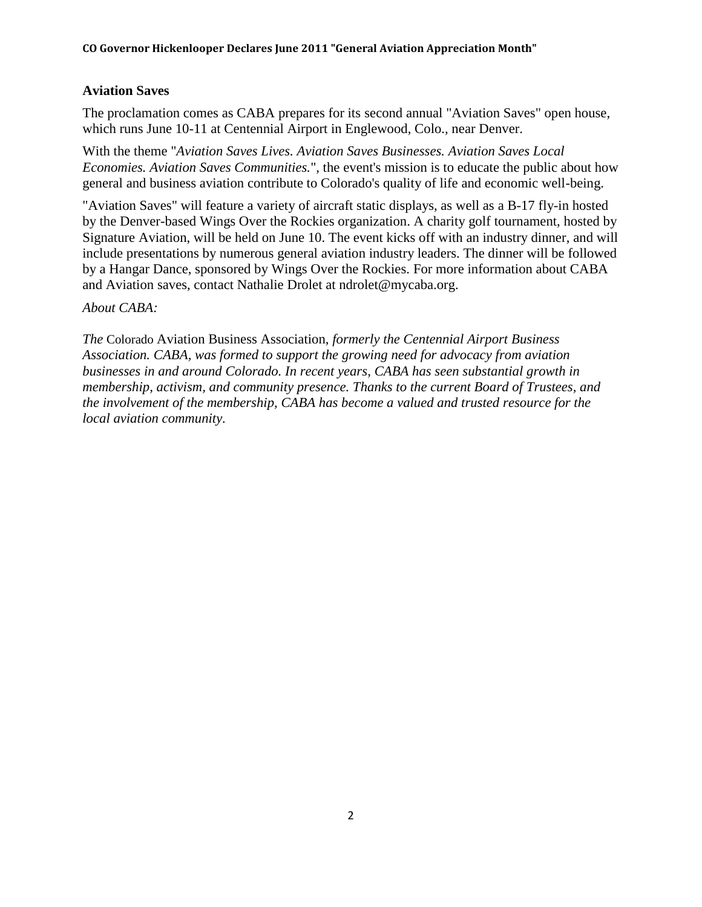## Aviation Saves

The proclamation comes as CABA prepares for its second annual "Aviation Saves" open house, which runs June 10-11 at Centennial Airport in Englewood, Colo., near Denver.

With the theme "*Aviation Saves Lives. Aviation Saves Businesses. Aviation Saves Local Economies. Aviation Saves Communities.*", the event's mission is to educate the public about how general and business aviation contribute to Colorado's quality of life and economic well-being.

"Aviation Saves" will feature a variety of aircraft static displays, as well as a B-17 fly-in hosted by the Denver-based Wings Over the Rockies organization. A charity golf tournament, hosted by Signature Aviation, will be held on June 10. The event kicks off with an industry dinner, and will include presentations by numerous general aviation industry leaders. The dinner will be followed by a Hangar Dance, sponsored by Wings Over the Rockies. For more information about CABA and Aviation saves, contact Nathalie Drolet at ndrolet@mycaba.org.

*About CABA:*

*The* Colorado Aviation Business Association, *formerly the Centennial Airport Business Association. CABA, was formed to support the growing need for advocacy from aviation businesses in and around Colorado. In recent years, CABA has seen substantial growth in membership, activism, and community presence. Thanks to the current Board of Trustees, and the involvement of the membership, CABA has become a valued and trusted resource for the local aviation community.*